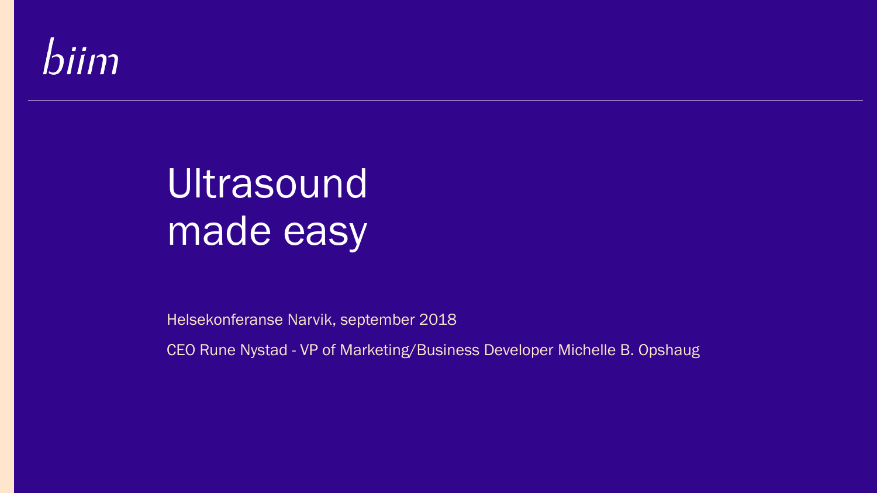biim

# Ultrasound made easy

Helsekonferanse Narvik, september 2018

CEO Rune Nystad - VP of Marketing/Business Developer Michelle B. Opshaug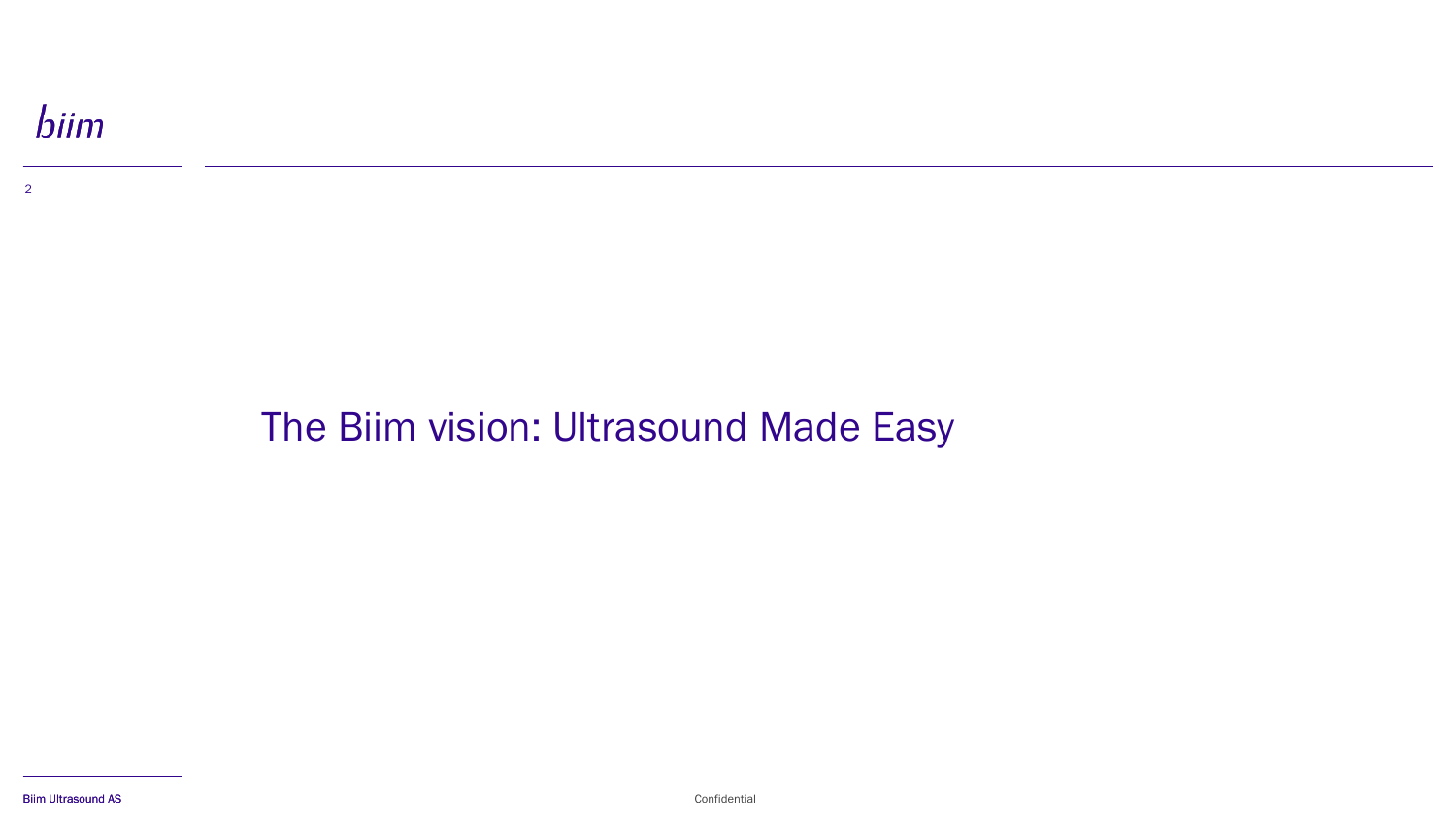# The Biim vision: Ultrasound Made Easy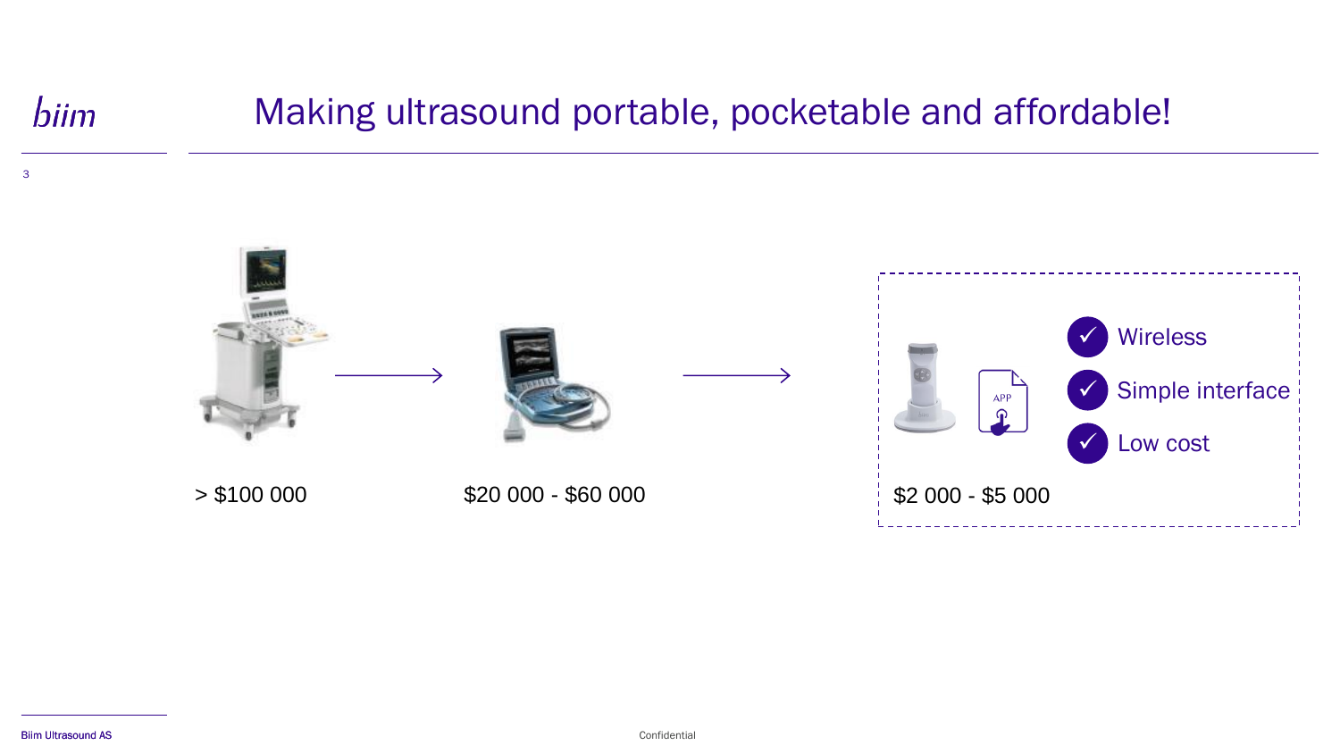# Making ultrasound portable, pocketable and affordable!

> $100 000 → $20 000 - $60 000 → $2 000 - $5 000

- ✓ Wireless
- ✓ Simple interface
- ✓ Low cost

APP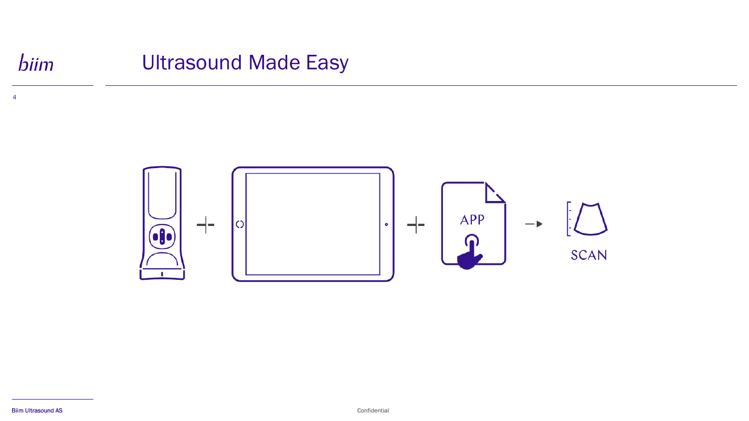# Ultrasound Made Easy

APP

SCAN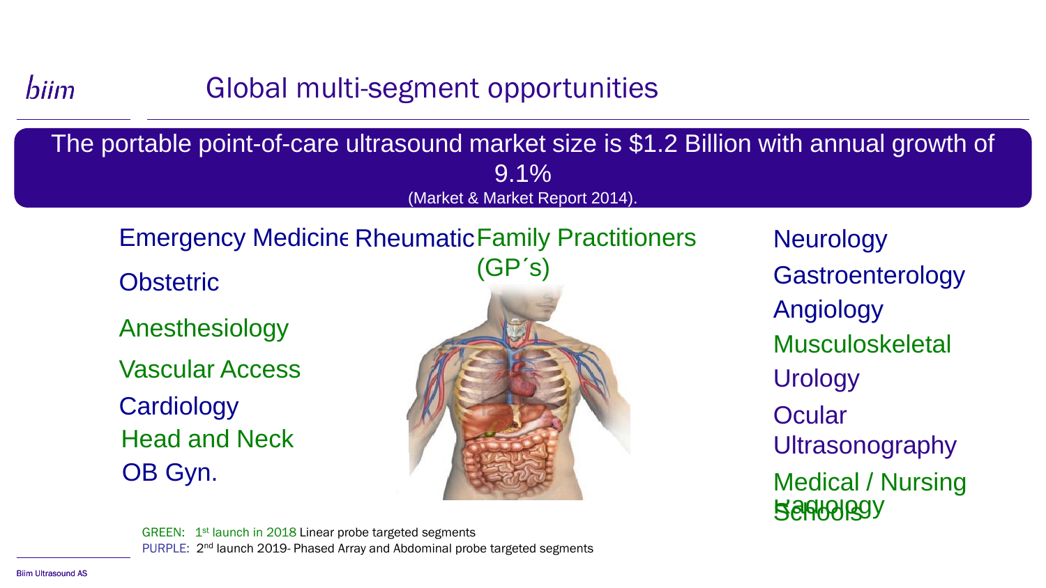# Global multi-segment opportunities

The portable point-of-care ultrasound market size is $1.2 Billion with annual growth of 9.1%
(Market & Market Report 2014).

- Emergency Medicine
- Rheumatic
- Family Practitioners (GP´s)
- Obstetric
- Anesthesiology
- Vascular Access
- Cardiology
- Head and Neck
- OB Gyn.
- Neurology
- Gastroenterology
- Angiology
- Musculoskeletal
- Urology
- Ocular Ultrasonography
- Medical / Nursing Schools
- Radiology

GREEN: 1st launch in 2018 Linear probe targeted segments
PURPLE: 2nd launch 2019- Phased Array and Abdominal probe targeted segments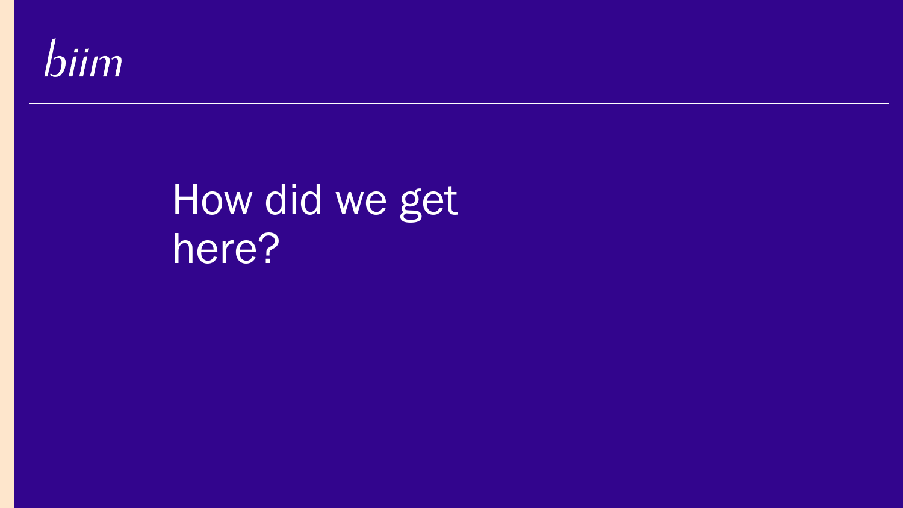biim

# How did we get here?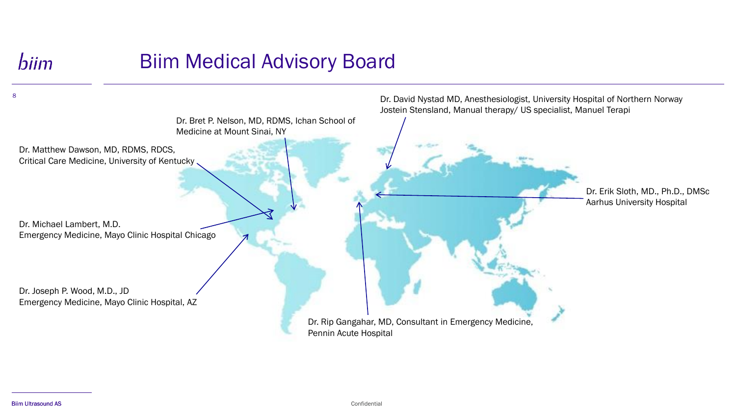# Biim Medical Advisory Board

Dr. David Nystad MD, Anesthesiologist, University Hospital of Northern Norway
Jostein Stensland, Manual therapy/ US specialist, Manuel Terapi

Dr. Bret P. Nelson, MD, RDMS, Ichan School of Medicine at Mount Sinai, NY

Dr. Matthew Dawson, MD, RDMS, RDCS,
Critical Care Medicine, University of Kentucky

Dr. Erik Sloth, MD., Ph.D., DMSc
Aarhus University Hospital

Dr. Michael Lambert, M.D.
Emergency Medicine, Mayo Clinic Hospital Chicago

Dr. Joseph P. Wood, M.D., JD
Emergency Medicine, Mayo Clinic Hospital, AZ

Dr. Rip Gangahar, MD, Consultant in Emergency Medicine,
Pennin Acute Hospital

Biim Ultrasound AS

Confidential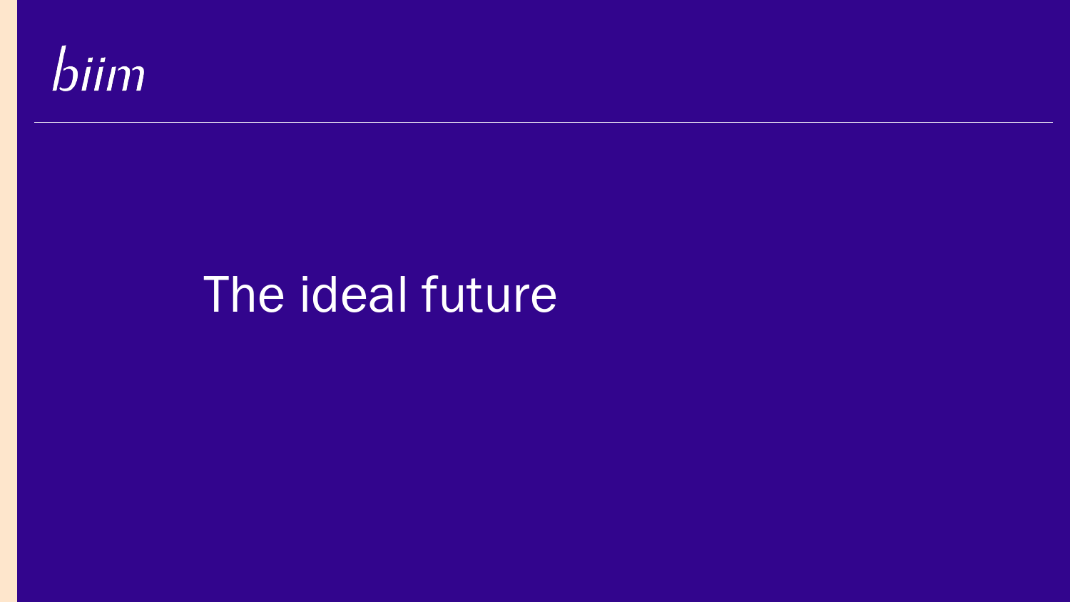biim

# The ideal future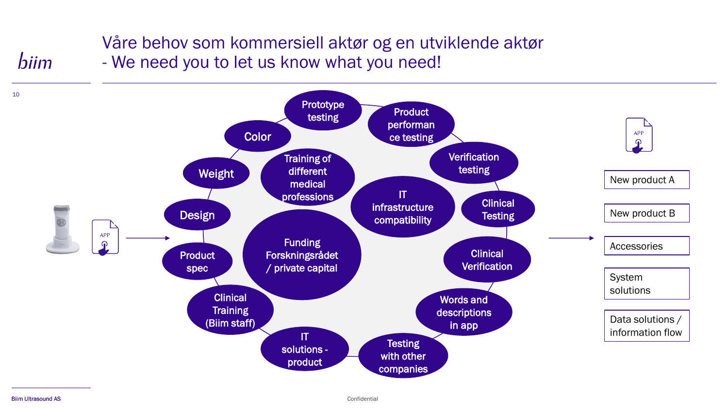# Våre behov som kommersiell aktør og en utviklende aktør
# - We need you to let us know what you need!

- Prototype testing
- Product performance testing
- Verification testing
- Clinical Testing
- Clinical Verification
- Words and descriptions in app
- Testing with other companies
- IT solutions - product
- Clinical Training (Biim staff)
- Product spec
- Design
- Weight
- Color
- Training of different medical professions
- IT infrastructure compatibility
- Funding Forskningsrådet / private capital

→

- New product A
- New product B
- Accessories
- System solutions
- Data solutions / information flow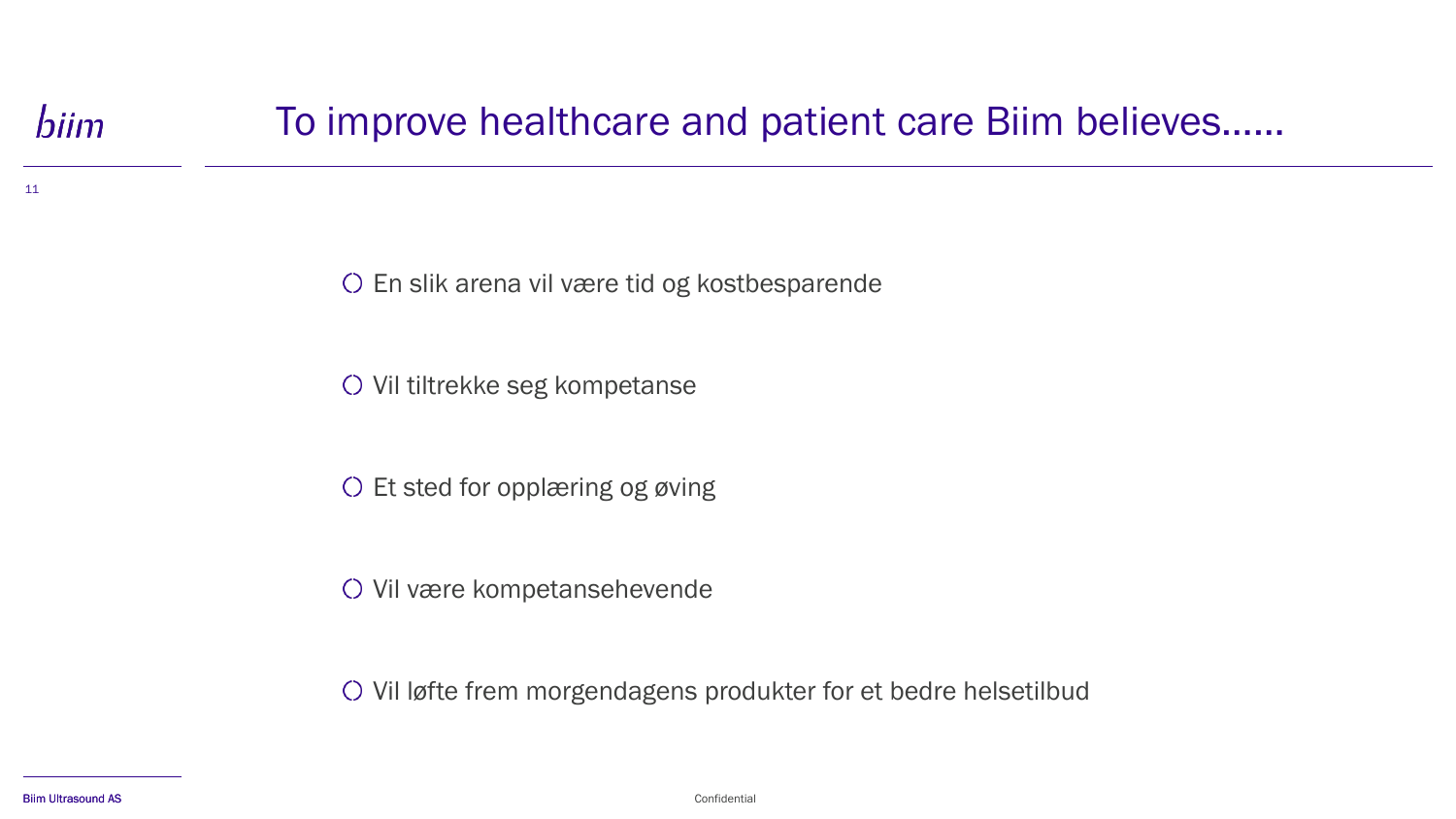# To improve healthcare and patient care Biim believes……

- En slik arena vil være tid og kostbesparende
- Vil tiltrekke seg kompetanse
- Et sted for opplæring og øving
- Vil være kompetansehevende
- Vil løfte frem morgendagens produkter for et bedre helsetilbud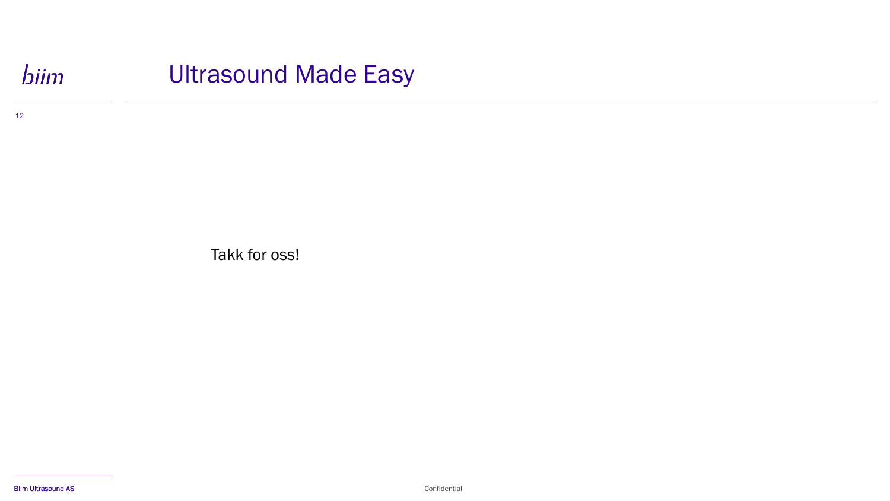# Ultrasound Made Easy

Takk for oss!